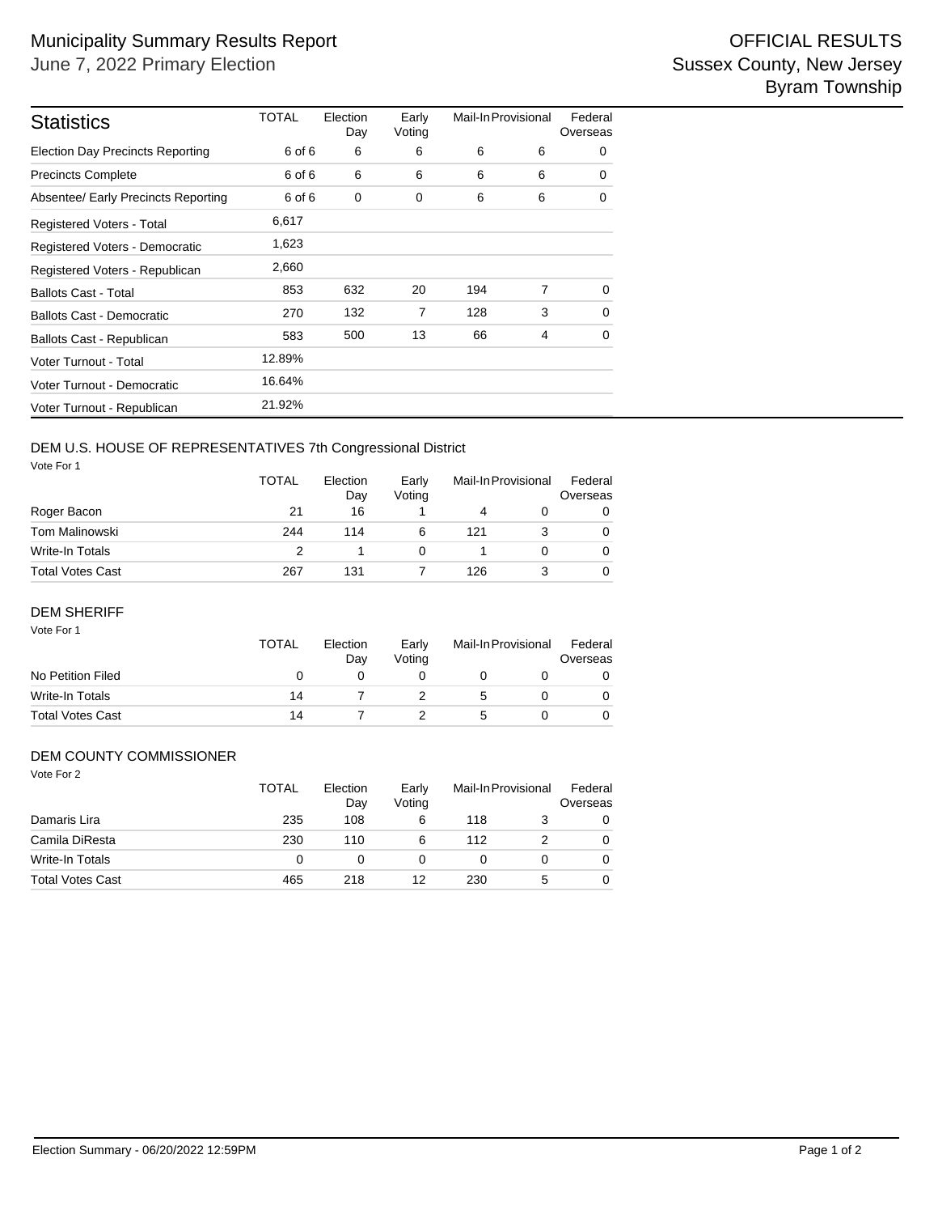# Municipality Summary Results Report

June 7, 2022 Primary Election

OFFICIAL RESULTS
Sussex County, New Jersey
Byram Township

| Statistics | TOTAL | Election Day | Early Voting | Mail-In | Provisional | Federal Overseas |
|---|---|---|---|---|---|---|
| Election Day Precincts Reporting | 6 of 6 | 6 | 6 | 6 | 6 | 0 |
| Precincts Complete | 6 of 6 | 6 | 6 | 6 | 6 | 0 |
| Absentee/ Early Precincts Reporting | 6 of 6 | 0 | 0 | 6 | 6 | 0 |
| Registered Voters - Total | 6,617 | | | | | |
| Registered Voters - Democratic | 1,623 | | | | | |
| Registered Voters - Republican | 2,660 | | | | | |
| Ballots Cast - Total | 853 | 632 | 20 | 194 | 7 | 0 |
| Ballots Cast - Democratic | 270 | 132 | 7 | 128 | 3 | 0 |
| Ballots Cast - Republican | 583 | 500 | 13 | 66 | 4 | 0 |
| Voter Turnout - Total | 12.89% | | | | | |
| Voter Turnout - Democratic | 16.64% | | | | | |
| Voter Turnout - Republican | 21.92% | | | | | |

## DEM U.S. HOUSE OF REPRESENTATIVES 7th Congressional District

Vote For 1

| | TOTAL | Election Day | Early Voting | Mail-In | Provisional | Federal Overseas |
|---|---|---|---|---|---|---|
| Roger Bacon | 21 | 16 | 1 | 4 | 0 | 0 |
| Tom Malinowski | 244 | 114 | 6 | 121 | 3 | 0 |
| Write-In Totals | 2 | 1 | 0 | 1 | 0 | 0 |
| Total Votes Cast | 267 | 131 | 7 | 126 | 3 | 0 |

## DEM SHERIFF

Vote For 1

| | TOTAL | Election Day | Early Voting | Mail-In | Provisional | Federal Overseas |
|---|---|---|---|---|---|---|
| No Petition Filed | 0 | 0 | 0 | 0 | 0 | 0 |
| Write-In Totals | 14 | 7 | 2 | 5 | 0 | 0 |
| Total Votes Cast | 14 | 7 | 2 | 5 | 0 | 0 |

## DEM COUNTY COMMISSIONER

Vote For 2

| | TOTAL | Election Day | Early Voting | Mail-In | Provisional | Federal Overseas |
|---|---|---|---|---|---|---|
| Damaris Lira | 235 | 108 | 6 | 118 | 3 | 0 |
| Camila DiResta | 230 | 110 | 6 | 112 | 2 | 0 |
| Write-In Totals | 0 | 0 | 0 | 0 | 0 | 0 |
| Total Votes Cast | 465 | 218 | 12 | 230 | 5 | 0 |

Election Summary - 06/20/2022 12:59PM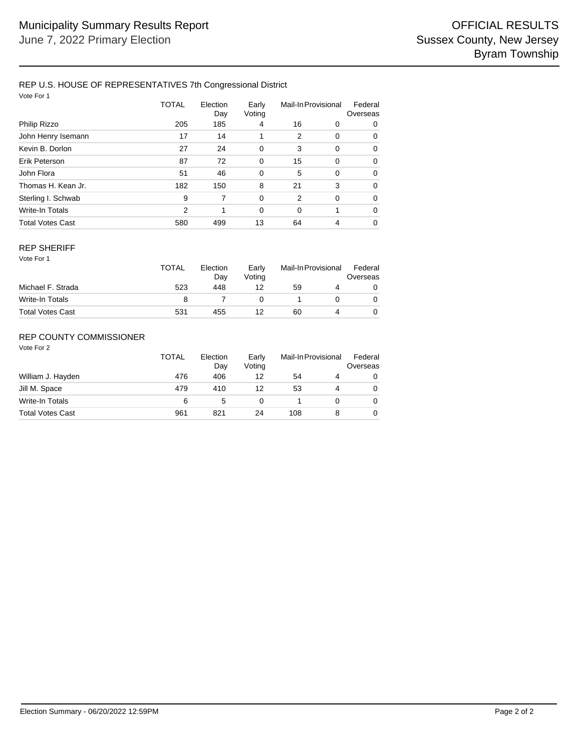# Municipality Summary Results Report

June 7, 2022 Primary Election

OFFICIAL RESULTS
Sussex County, New Jersey
Byram Township

## REP U.S. HOUSE OF REPRESENTATIVES 7th Congressional District

Vote For 1

| | TOTAL | Election Day | Early Voting | Mail-In | Provisional | Federal Overseas |
|---|---|---|---|---|---|---|
| Philip Rizzo | 205 | 185 | 4 | 16 | 0 | 0 |
| John Henry Isemann | 17 | 14 | 1 | 2 | 0 | 0 |
| Kevin B. Dorlon | 27 | 24 | 0 | 3 | 0 | 0 |
| Erik Peterson | 87 | 72 | 0 | 15 | 0 | 0 |
| John Flora | 51 | 46 | 0 | 5 | 0 | 0 |
| Thomas H. Kean Jr. | 182 | 150 | 8 | 21 | 3 | 0 |
| Sterling I. Schwab | 9 | 7 | 0 | 2 | 0 | 0 |
| Write-In Totals | 2 | 1 | 0 | 0 | 1 | 0 |
| Total Votes Cast | 580 | 499 | 13 | 64 | 4 | 0 |

## REP SHERIFF

Vote For 1

| | TOTAL | Election Day | Early Voting | Mail-In | Provisional | Federal Overseas |
|---|---|---|---|---|---|---|
| Michael F. Strada | 523 | 448 | 12 | 59 | 4 | 0 |
| Write-In Totals | 8 | 7 | 0 | 1 | 0 | 0 |
| Total Votes Cast | 531 | 455 | 12 | 60 | 4 | 0 |

## REP COUNTY COMMISSIONER

Vote For 2

| | TOTAL | Election Day | Early Voting | Mail-In | Provisional | Federal Overseas |
|---|---|---|---|---|---|---|
| William J. Hayden | 476 | 406 | 12 | 54 | 4 | 0 |
| Jill M. Space | 479 | 410 | 12 | 53 | 4 | 0 |
| Write-In Totals | 6 | 5 | 0 | 1 | 0 | 0 |
| Total Votes Cast | 961 | 821 | 24 | 108 | 8 | 0 |

Election Summary - 06/20/2022 12:59PM